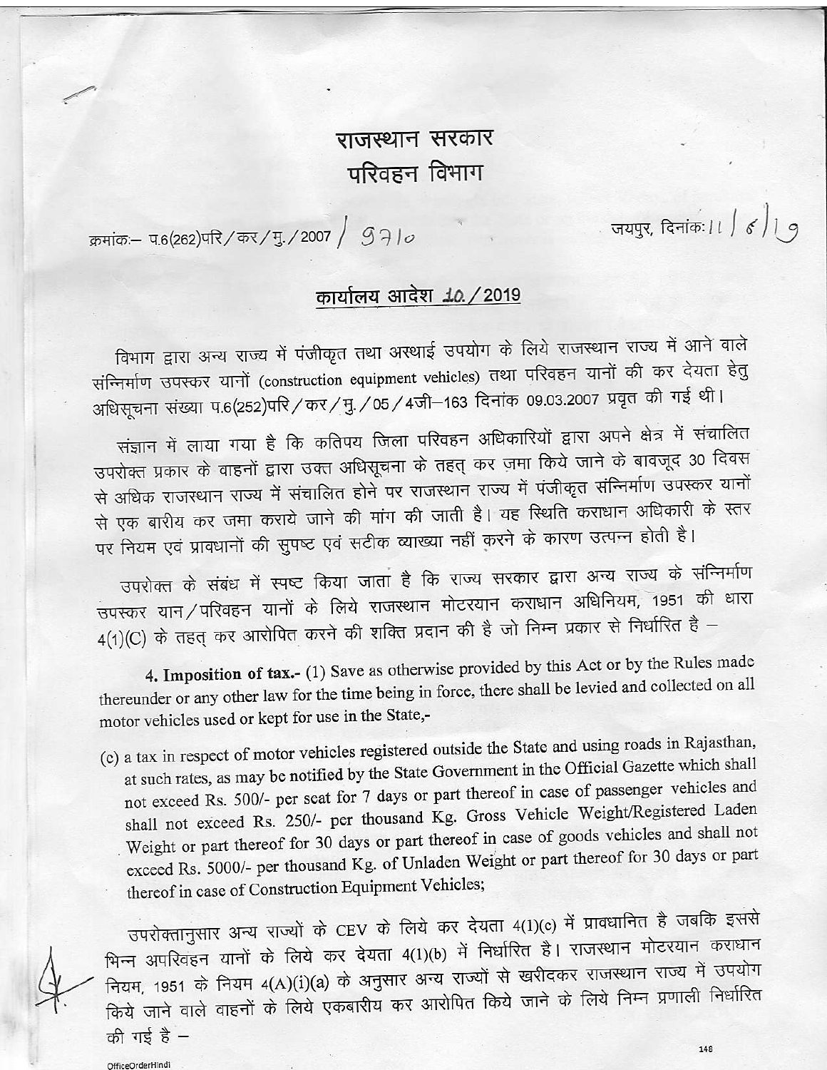# राजस्थान सरकार
## परिवहन विभाग

क्रमांक:– प.6(262)परि/कर/मु./2007 / 9710

जयपुर, दिनांक: 11/6/19

### कार्यालय आदेश 10/2019

विभाग द्वारा अन्य राज्य में पंजीकृत तथा अस्थाई उपयोग के लिये राजस्थान राज्य में आने वाले संन्निर्माण उपस्कर यानों (construction equipment vehicles) तथा परिवहन यानों की कर देयता हेतु अधिसूचना संख्या प.6(252)परि/कर/मु./05/4जी–163 दिनांक 09.03.2007 प्रवृत की गई थी।

संज्ञान में लाया गया है कि कतिपय जिला परिवहन अधिकारियों द्वारा अपने क्षेत्र में संचालित उपरोक्त प्रकार के वाहनों द्वारा उक्त अधिसूचना के तहत् कर जमा किये जाने के बावजूद 30 दिवस से अधिक राजस्थान राज्य में संचालित होने पर राजस्थान राज्य में पंजीकृत संन्निर्माण उपस्कर यानों से एक बारीय कर जमा कराये जाने की मांग की जाती है। यह स्थिति कराधान अधिकारी के स्तर पर नियम एवं प्रावधानों की सुपष्ट एवं सटीक व्याख्या नहीं करने के कारण उत्पन्न होती है।

उपरोक्त के संबंध में स्पष्ट किया जाता है कि राज्य सरकार द्वारा अन्य राज्य के संन्निर्माण उपस्कर यान/परिवहन यानों के लिये राजस्थान मोटरयान कराधान अधिनियम, 1951 की धारा 4(1)(C) के तहत् कर आरोपित करने की शक्ति प्रदान की है जो निम्न प्रकार से निर्धारित है –

**4. Imposition of tax.-** (1) Save as otherwise provided by this Act or by the Rules made thereunder or any other law for the time being in force, there shall be levied and collected on all motor vehicles used or kept for use in the State,-

(c) a tax in respect of motor vehicles registered outside the State and using roads in Rajasthan, at such rates, as may be notified by the State Government in the Official Gazette which shall not exceed Rs. 500/- per seat for 7 days or part thereof in case of passenger vehicles and shall not exceed Rs. 250/- per thousand Kg. Gross Vehicle Weight/Registered Laden Weight or part thereof for 30 days or part thereof in case of goods vehicles and shall not exceed Rs. 5000/- per thousand Kg. of Unladen Weight or part thereof for 30 days or part thereof in case of Construction Equipment Vehicles;

उपरोक्तानुसार अन्य राज्यों के CEV के लिये कर देयता 4(1)(c) में प्रावधानित है जबकि इससे भिन्न अपरिवहन यानों के लिये कर देयता 4(1)(b) में निर्धारित है। राजस्थान मोटरयान कराधान नियम, 1951 के नियम 4(A)(i)(a) के अनुसार अन्य राज्यों से खरीदकर राजस्थान राज्य में उपयोग किये जाने वाले वाहनों के लिये एकबारीय कर आरोपित किये जाने के लिये निम्न प्रणाली निर्धारित की गई है –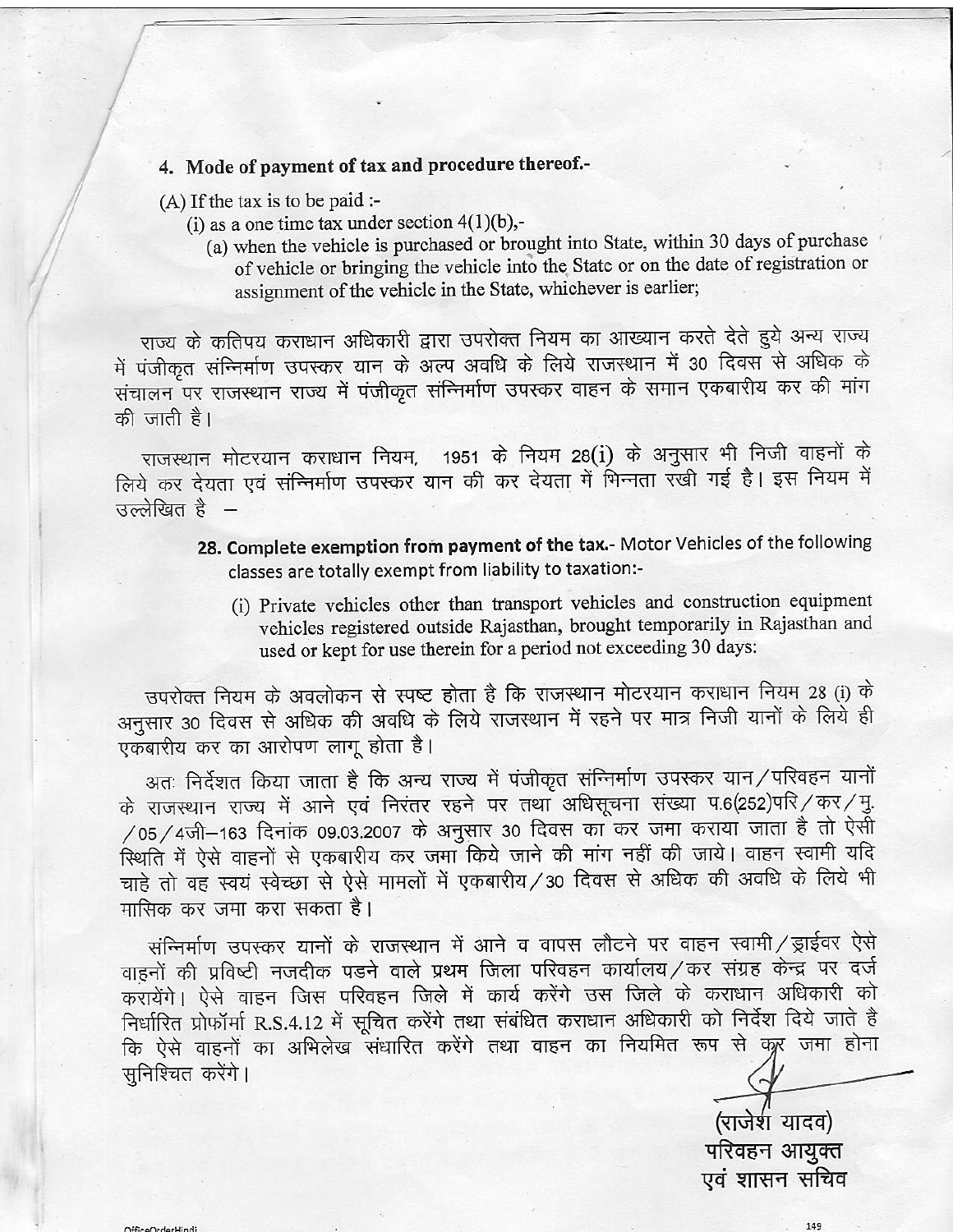**4. Mode of payment of tax and procedure thereof.-**

(A) If the tax is to be paid :-

(i) as a one time tax under section 4(1)(b),-

(a) when the vehicle is purchased or brought into State, within 30 days of purchase of vehicle or bringing the vehicle into the State or on the date of registration or assignment of the vehicle in the State, whichever is earlier;

राज्य के कतिपय कराधान अधिकारी द्वारा उपरोक्त नियम का आख्यान करते देते हुये अन्य राज्य में पंजीकृत संन्निर्माण उपस्कर यान के अल्प अवधि के लिये राजस्थान में 30 दिवस से अधिक के संचालन पर राजस्थान राज्य में पंजीकृत संन्निर्माण उपस्कर वाहन के समान एकबारीय कर की मांग की जाती है।

राजस्थान मोटरयान कराधान नियम, 1951 के नियम 28(i) के अनुसार भी निजी वाहनों के लिये कर देयता एवं संन्निर्माण उपस्कर यान की कर देयता में भिन्नता रखी गई है। इस नियम में उल्लेखित है –

**28. Complete exemption from payment of the tax.-** Motor Vehicles of the following classes are totally exempt from liability to taxation:-

(i) Private vehicles other than transport vehicles and construction equipment vehicles registered outside Rajasthan, brought temporarily in Rajasthan and used or kept for use therein for a period not exceeding 30 days:

उपरोक्त नियम के अवलोकन से स्पष्ट होता है कि राजस्थान मोटरयान कराधान नियम 28 (i) के अनुसार 30 दिवस से अधिक की अवधि के लिये राजस्थान में रहने पर मात्र निजी यानों के लिये ही एकबारीय कर का आरोपण लागू होता है।

अतः निर्देशत किया जाता है कि अन्य राज्य में पंजीकृत संन्निर्माण उपस्कर यान/परिवहन यानों के राजस्थान राज्य में आने एवं निरंतर रहने पर तथा अधिसूचना संख्या प.6(252)परि/कर/मु./05/4जी–163 दिनांक 09.03.2007 के अनुसार 30 दिवस का कर जमा कराया जाता है तो ऐसी स्थिति में ऐसे वाहनों से एकबारीय कर जमा किये जाने की मांग नहीं की जाये। वाहन स्वामी यदि चाहे तो वह स्वयं स्वेच्छा से ऐसे मामलों में एकबारीय/30 दिवस से अधिक की अवधि के लिये भी मासिक कर जमा करा सकता है।

संन्निर्माण उपस्कर यानों के राजस्थान में आने व वापस लौटने पर वाहन स्वामी/ड्राईवर ऐसे वाहनों की प्रविष्टी नजदीक पडने वाले प्रथम जिला परिवहन कार्यालय/कर संग्रह केन्द्र पर दर्ज करायेंगे। ऐसे वाहन जिस परिवहन जिले में कार्य करेंगे उस जिले के कराधान अधिकारी को निर्धारित प्रोफॉर्मा R.S.4.12 में सूचित करेंगे तथा संबंधित कराधान अधिकारी को निर्देश दिये जाते है कि ऐसे वाहनों का अभिलेख संधारित करेंगे तथा वाहन का नियमित रूप से कर जमा होना सुनिश्चित करेंगे।

(राजेश यादव)
परिवहन आयुक्त
एवं शासन सचिव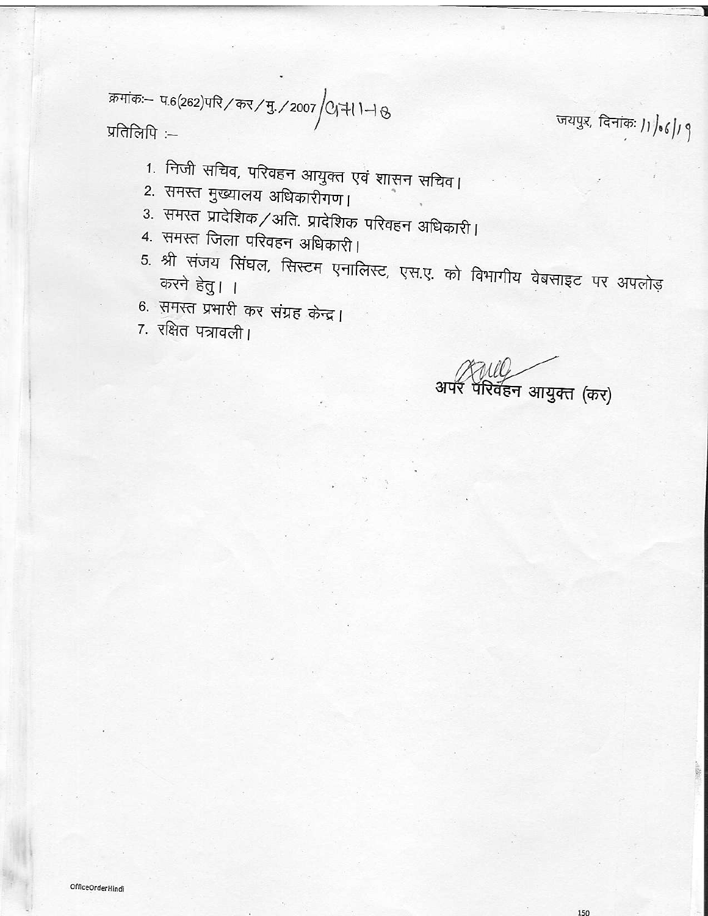क्रमांकः– प.6(262)परि/कर/मु./2007/0711-18

जयपुर, दिनांकः 11/06/19

प्रतिलिपि :–

1. निजी सचिव, परिवहन आयुक्त एवं शासन सचिव।
2. समस्त मुख्यालय अधिकारीगण।
3. समस्त प्रादेशिक/अति. प्रादेशिक परिवहन अधिकारी।
4. समस्त जिला परिवहन अधिकारी।
5. श्री संजय सिंघल, सिस्टम एनालिस्ट, एस.ए. को विभागीय वेबसाइट पर अपलोड़ करने हेतु। ।
6. समस्त प्रभारी कर संग्रह केन्द्र।
7. रक्षित पत्रावली।

अपर परिवहन आयुक्त (कर)

OfficeOrderHindi